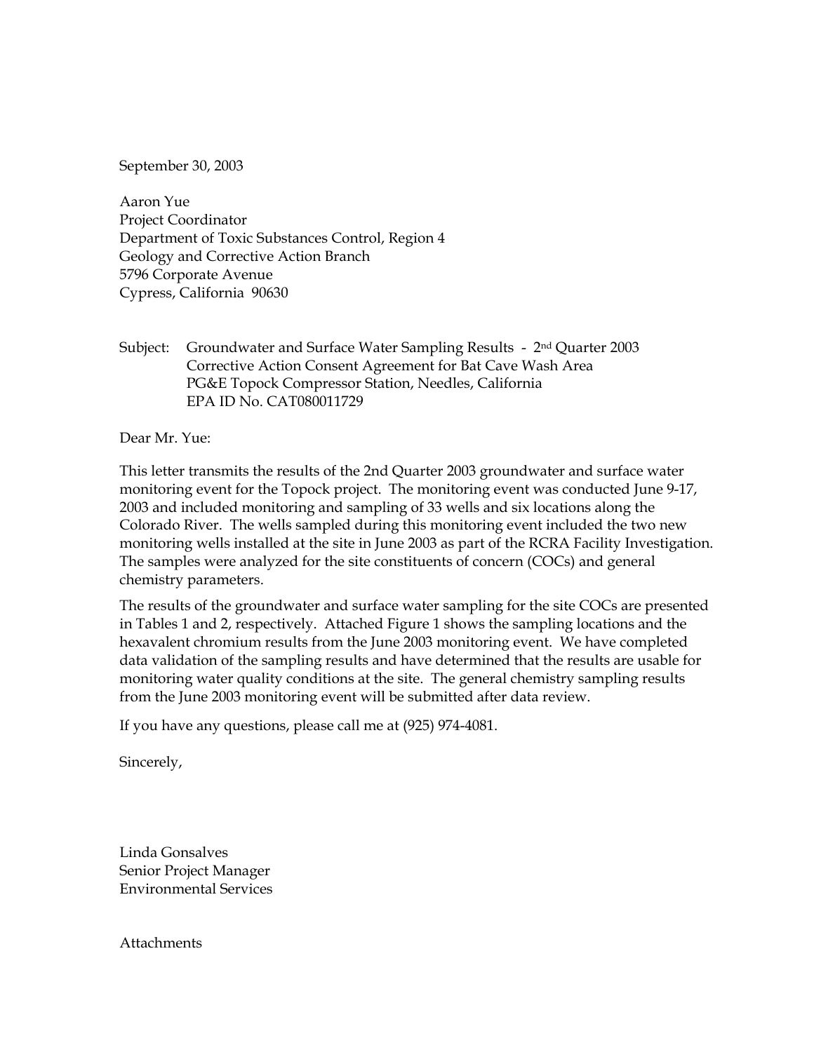September 30, 2003

Aaron Yue
Project Coordinator
Department of Toxic Substances Control, Region 4
Geology and Corrective Action Branch
5796 Corporate Avenue
Cypress, California 90630

Subject: Groundwater and Surface Water Sampling Results - 2nd Quarter 2003
Corrective Action Consent Agreement for Bat Cave Wash Area
PG&E Topock Compressor Station, Needles, California
EPA ID No. CAT080011729

Dear Mr. Yue:

This letter transmits the results of the 2nd Quarter 2003 groundwater and surface water monitoring event for the Topock project. The monitoring event was conducted June 9-17, 2003 and included monitoring and sampling of 33 wells and six locations along the Colorado River. The wells sampled during this monitoring event included the two new monitoring wells installed at the site in June 2003 as part of the RCRA Facility Investigation. The samples were analyzed for the site constituents of concern (COCs) and general chemistry parameters.

The results of the groundwater and surface water sampling for the site COCs are presented in Tables 1 and 2, respectively. Attached Figure 1 shows the sampling locations and the hexavalent chromium results from the June 2003 monitoring event. We have completed data validation of the sampling results and have determined that the results are usable for monitoring water quality conditions at the site. The general chemistry sampling results from the June 2003 monitoring event will be submitted after data review.

If you have any questions, please call me at (925) 974-4081.

Sincerely,

Linda Gonsalves
Senior Project Manager
Environmental Services

Attachments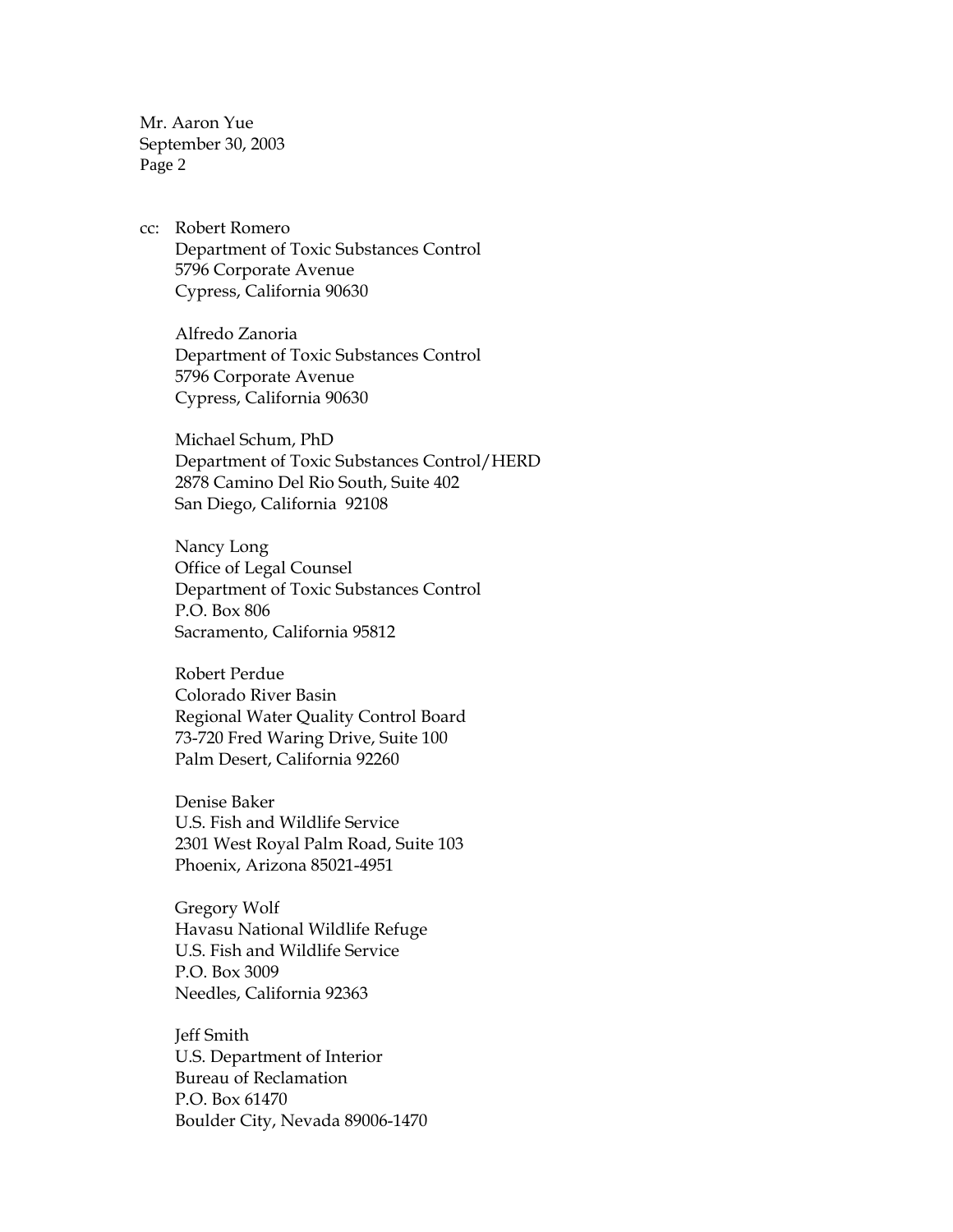cc: Robert Romero
Department of Toxic Substances Control
5796 Corporate Avenue
Cypress, California 90630

Alfredo Zanoria
Department of Toxic Substances Control
5796 Corporate Avenue
Cypress, California 90630

Michael Schum, PhD
Department of Toxic Substances Control/HERD
2878 Camino Del Rio South, Suite 402
San Diego, California 92108

Nancy Long
Office of Legal Counsel
Department of Toxic Substances Control
P.O. Box 806
Sacramento, California 95812

Robert Perdue
Colorado River Basin
Regional Water Quality Control Board
73-720 Fred Waring Drive, Suite 100
Palm Desert, California 92260

Denise Baker
U.S. Fish and Wildlife Service
2301 West Royal Palm Road, Suite 103
Phoenix, Arizona 85021-4951

Gregory Wolf
Havasu National Wildlife Refuge
U.S. Fish and Wildlife Service
P.O. Box 3009
Needles, California 92363

Jeff Smith
U.S. Department of Interior
Bureau of Reclamation
P.O. Box 61470
Boulder City, Nevada 89006-1470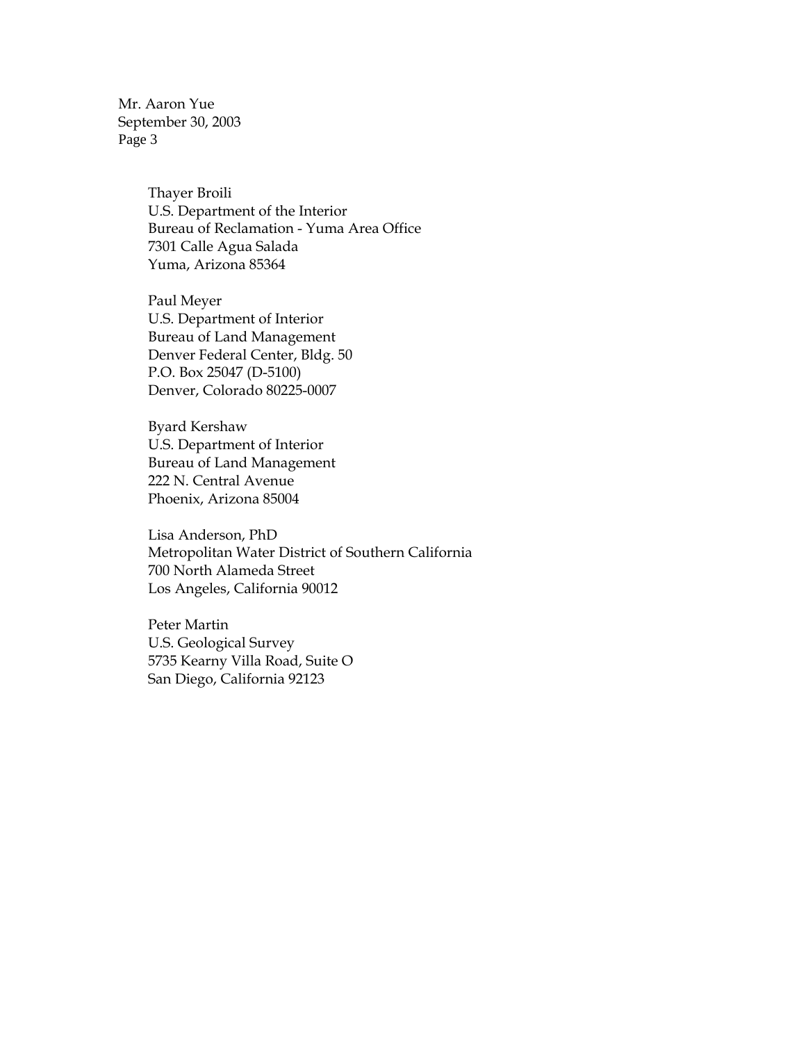Thayer Broili
U.S. Department of the Interior
Bureau of Reclamation - Yuma Area Office
7301 Calle Agua Salada
Yuma, Arizona 85364

Paul Meyer
U.S. Department of Interior
Bureau of Land Management
Denver Federal Center, Bldg. 50
P.O. Box 25047 (D-5100)
Denver, Colorado 80225-0007

Byard Kershaw
U.S. Department of Interior
Bureau of Land Management
222 N. Central Avenue
Phoenix, Arizona 85004

Lisa Anderson, PhD
Metropolitan Water District of Southern California
700 North Alameda Street
Los Angeles, California 90012

Peter Martin
U.S. Geological Survey
5735 Kearny Villa Road, Suite O
San Diego, California 92123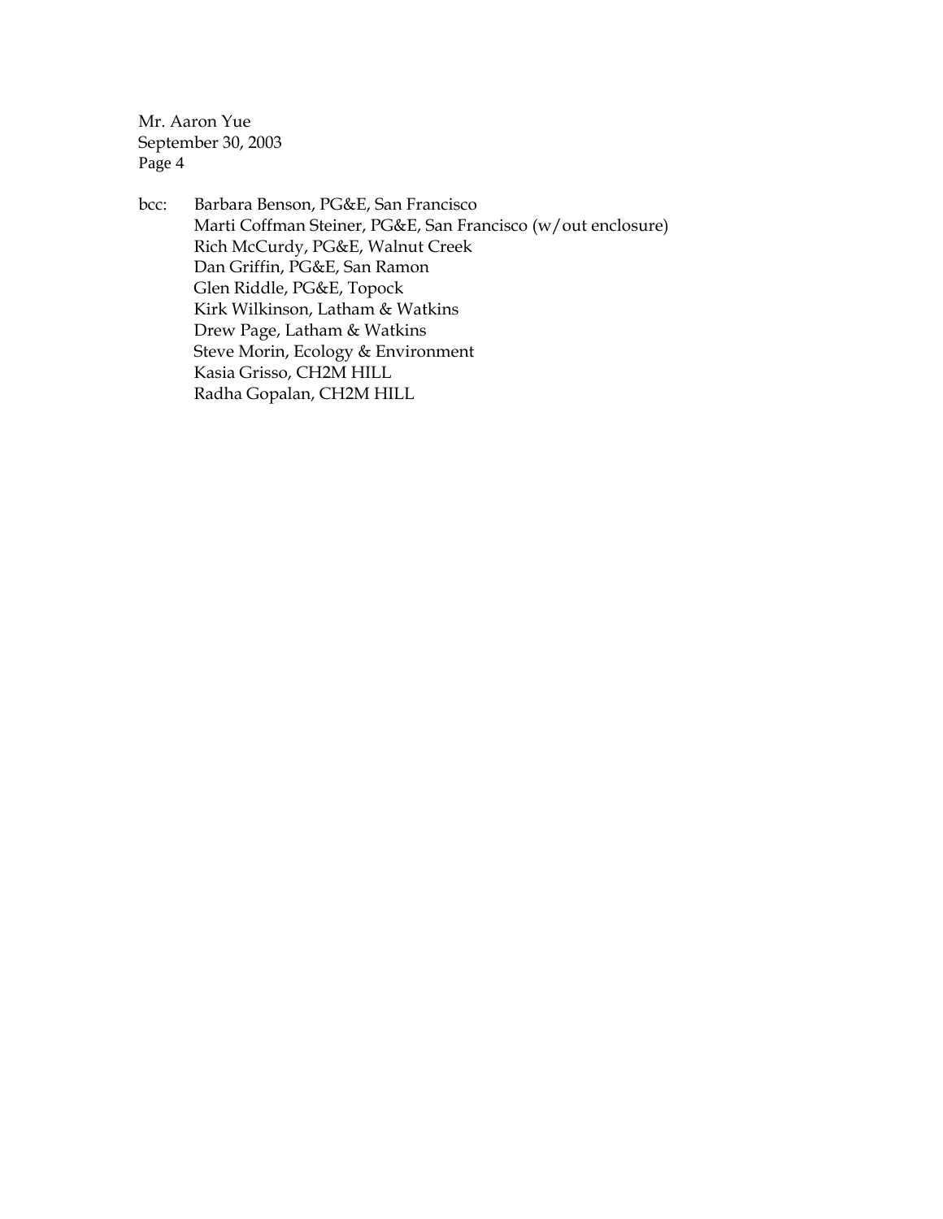bcc: Barbara Benson, PG&E, San Francisco
Marti Coffman Steiner, PG&E, San Francisco (w/out enclosure)
Rich McCurdy, PG&E, Walnut Creek
Dan Griffin, PG&E, San Ramon
Glen Riddle, PG&E, Topock
Kirk Wilkinson, Latham & Watkins
Drew Page, Latham & Watkins
Steve Morin, Ecology & Environment
Kasia Grisso, CH2M HILL
Radha Gopalan, CH2M HILL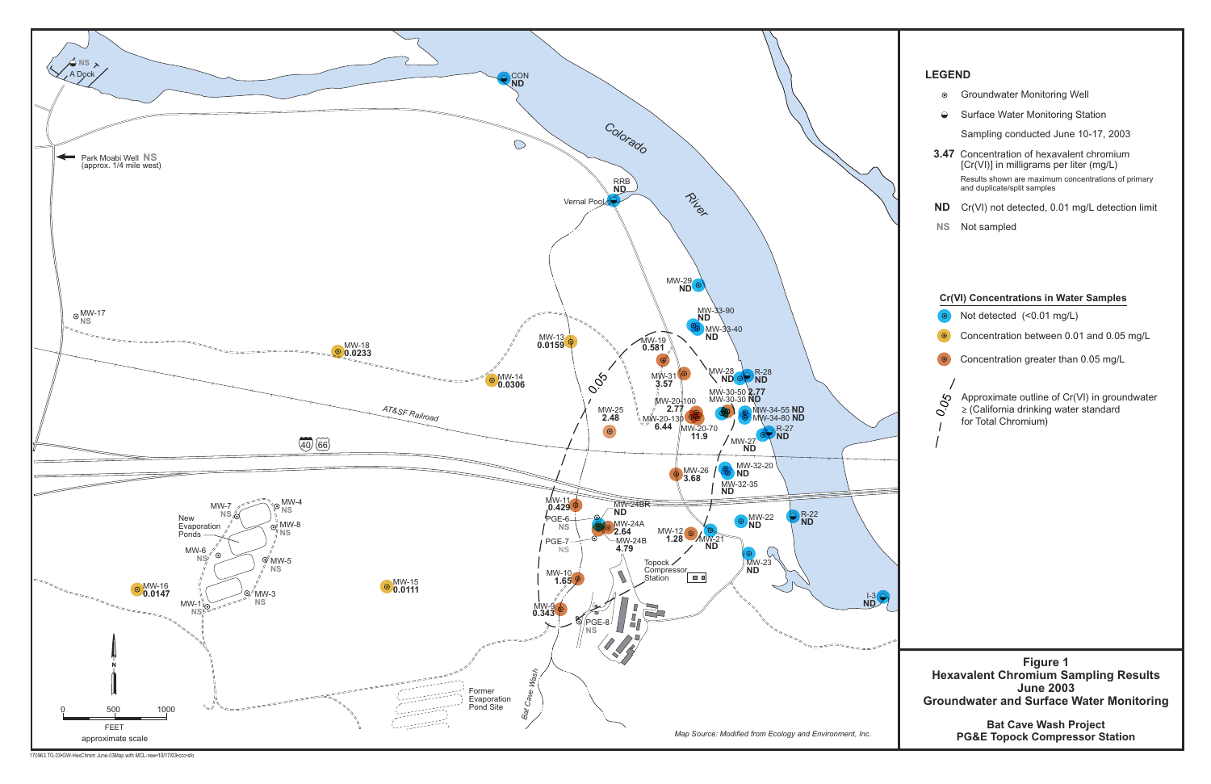**LEGEND**

- Groundwater Monitoring Well
- Surface Water Monitoring Station

Sampling conducted June 10-17, 2003

**3.47** Concentration of hexavalent chromium [Cr(VI)] in milligrams per liter (mg/L)

Results shown are maximum concentrations of primary and duplicate/split samples

**ND** Cr(VI) not detected, 0.01 mg/L detection limit

**NS** Not sampled

**Cr(VI) Concentrations in Water Samples**

- Not detected (<0.01 mg/L)
- Concentration between 0.01 and 0.05 mg/L
- Concentration greater than 0.05 mg/L

0.05 Approximate outline of Cr(VI) in groundwater ≥ (California drinking water standard for Total Chromium)

A Dock NS
CON ND
Park Moabi Well NS (approx. 1/4 mile west)
Colorado River
RRB ND
Vernal Pool
MW-17 NS
MW-18 0.0233
MW-13 0.0159
MW-14 0.0306
MW-19 0.581
MW-29 ND
MW-33-90 ND
MW-33-40 ND
MW-28 ND
R-28 ND
MW-31 3.57
MW-30-50 2.77
MW-30-30 ND
MW-20-100 2.77
MW-20-130 6.44
MW-20-70 11.9
MW-34-55 ND
MW-34-80 ND
MW-25 2.48
R-27 ND
MW-27 ND
AT&SF Railroad
40 66
MW-26 3.68
MW-32-20 ND
MW-32-35 ND
MW-7 NS
MW-4 NS
New Evaporation Ponds
MW-8 NS
MW-6 NS
MW-5 NS
MW-11 0.429
MW-24BR ND
PGE-6 NS
MW-24A 2.64
PGE-7 NS
MW-24B 4.79
MW-12 1.28
MW-21 ND
MW-22 ND
R-22 ND
MW-23 ND
Topock Compressor Station
MW-10 1.65
MW-16 0.0147
MW-15 0.0111
MW-3 NS
MW-1 NS
MW-9 0.343
PGE-8 NS
I-3 ND
Former Evaporation Pond Site
Bat Cave Wash

N

0 500 1000
FEET
approximate scale

*Map Source: Modified from Ecology and Environment, Inc.*

**Figure 1**
**Hexavalent Chromium Sampling Results**
**June 2003**
**Groundwater and Surface Water Monitoring**

**Bat Cave Wash Project**
**PG&E Topock Compressor Station**

170963.TG.03•SW-HexChrom June-03Map with MCL-new•10/17/03•ccc•sfo